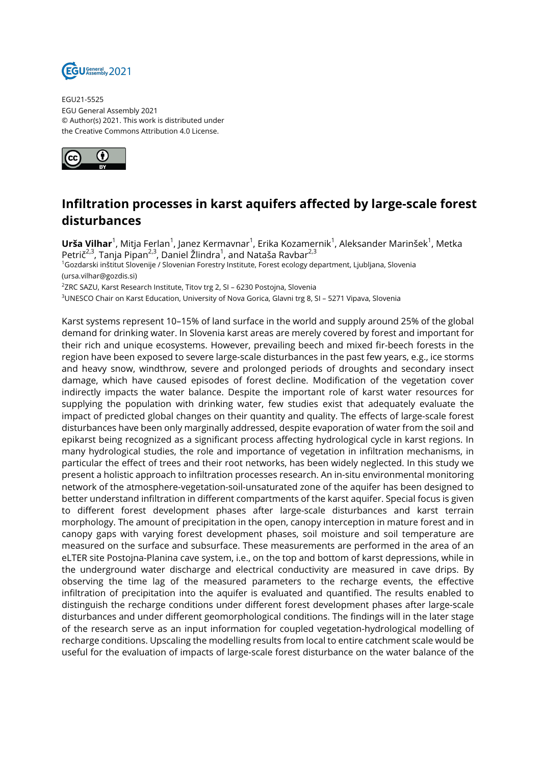EGU21-5525
EGU General Assembly 2021
© Author(s) 2021. This work is distributed under
the Creative Commons Attribution 4.0 License.

# Infiltration processes in karst aquifers affected by large-scale forest disturbances

**Urša Vilhar**[1], Mitja Ferlan[1], Janez Kermavnar[1], Erika Kozamernik[1], Aleksander Marinšek[1], Metka Petrič[2,3], Tanja Pipan[2,3], Daniel Žlindra[1], and Nataša Ravbar[2,3]

[1]Gozdarski inštitut Slovenije / Slovenian Forestry Institute, Forest ecology department, Ljubljana, Slovenia (ursa.vilhar@gozdis.si)

[2]ZRC SAZU, Karst Research Institute, Titov trg 2, SI – 6230 Postojna, Slovenia

[3]UNESCO Chair on Karst Education, University of Nova Gorica, Glavni trg 8, SI – 5271 Vipava, Slovenia

Karst systems represent 10–15% of land surface in the world and supply around 25% of the global demand for drinking water. In Slovenia karst areas are merely covered by forest and important for their rich and unique ecosystems. However, prevailing beech and mixed fir-beech forests in the region have been exposed to severe large-scale disturbances in the past few years, e.g., ice storms and heavy snow, windthrow, severe and prolonged periods of droughts and secondary insect damage, which have caused episodes of forest decline. Modification of the vegetation cover indirectly impacts the water balance. Despite the important role of karst water resources for supplying the population with drinking water, few studies exist that adequately evaluate the impact of predicted global changes on their quantity and quality. The effects of large-scale forest disturbances have been only marginally addressed, despite evaporation of water from the soil and epikarst being recognized as a significant process affecting hydrological cycle in karst regions. In many hydrological studies, the role and importance of vegetation in infiltration mechanisms, in particular the effect of trees and their root networks, has been widely neglected. In this study we present a holistic approach to infiltration processes research. An in-situ environmental monitoring network of the atmosphere-vegetation-soil-unsaturated zone of the aquifer has been designed to better understand infiltration in different compartments of the karst aquifer. Special focus is given to different forest development phases after large-scale disturbances and karst terrain morphology. The amount of precipitation in the open, canopy interception in mature forest and in canopy gaps with varying forest development phases, soil moisture and soil temperature are measured on the surface and subsurface. These measurements are performed in the area of an eLTER site Postojna-Planina cave system, i.e., on the top and bottom of karst depressions, while in the underground water discharge and electrical conductivity are measured in cave drips. By observing the time lag of the measured parameters to the recharge events, the effective infiltration of precipitation into the aquifer is evaluated and quantified. The results enabled to distinguish the recharge conditions under different forest development phases after large-scale disturbances and under different geomorphological conditions. The findings will in the later stage of the research serve as an input information for coupled vegetation-hydrological modelling of recharge conditions. Upscaling the modelling results from local to entire catchment scale would be useful for the evaluation of impacts of large-scale forest disturbance on the water balance of the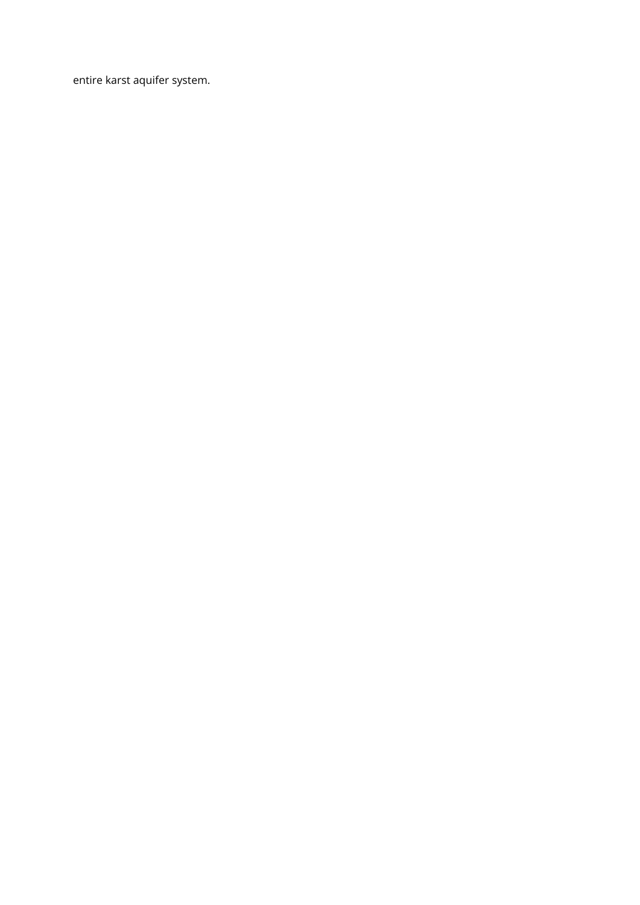entire karst aquifer system.